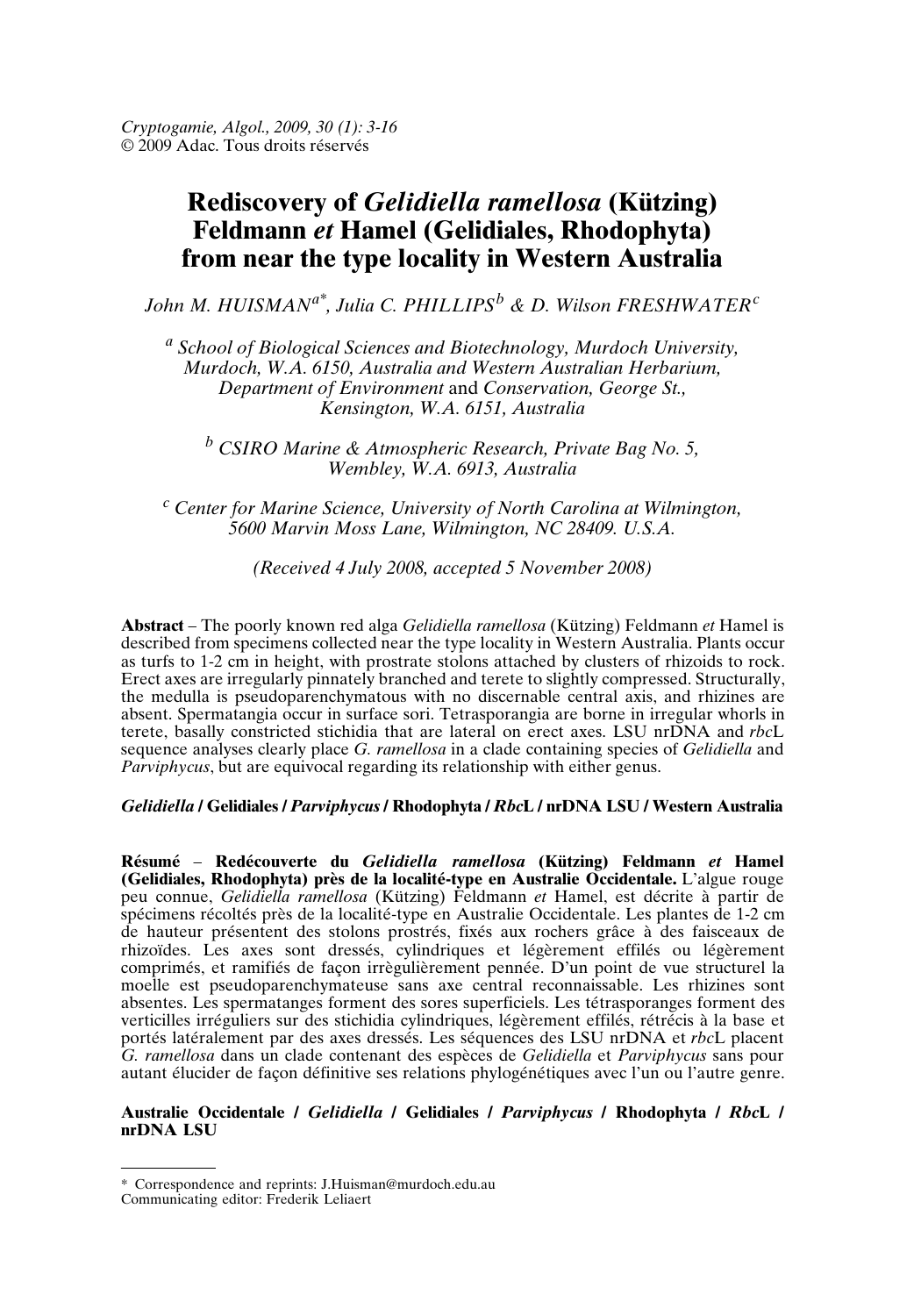Cryptogamie, Algol., 2009, 30 (1): 3-16
© 2009 Adac. Tous droits réservés

# Rediscovery of *Gelidiella ramellosa* (Kützing) Feldmann *et* Hamel (Gelidiales, Rhodophyta) from near the type locality in Western Australia

*John M. HUISMAN*[a*], *Julia C. PHILLIPS*[b] & *D. Wilson FRESHWATER*[c]

[a] *School of Biological Sciences and Biotechnology, Murdoch University, Murdoch, W.A. 6150, Australia and Western Australian Herbarium, Department of Environment* and *Conservation, George St., Kensington, W.A. 6151, Australia*

[b] *CSIRO Marine & Atmospheric Research, Private Bag No. 5, Wembley, W.A. 6913, Australia*

[c] *Center for Marine Science, University of North Carolina at Wilmington, 5600 Marvin Moss Lane, Wilmington, NC 28409. U.S.A.*

*(Received 4 July 2008, accepted 5 November 2008)*

**Abstract** – The poorly known red alga *Gelidiella ramellosa* (Kützing) Feldmann *et* Hamel is described from specimens collected near the type locality in Western Australia. Plants occur as turfs to 1-2 cm in height, with prostrate stolons attached by clusters of rhizoids to rock. Erect axes are irregularly pinnately branched and terete to slightly compressed. Structurally, the medulla is pseudoparenchymatous with no discernable central axis, and rhizines are absent. Spermatangia occur in surface sori. Tetrasporangia are borne in irregular whorls in terete, basally constricted stichidia that are lateral on erect axes. LSU nrDNA and *rbc*L sequence analyses clearly place *G. ramellosa* in a clade containing species of *Gelidiella* and *Parviphycus*, but are equivocal regarding its relationship with either genus.

***Gelidiella* / Gelidiales / *Parviphycus* / Rhodophyta / *Rbc*L / nrDNA LSU / Western Australia**

**Résumé** – **Redécouverte du *Gelidiella ramellosa* (Kützing) Feldmann *et* Hamel (Gelidiales, Rhodophyta) près de la localité-type en Australie Occidentale.** L'algue rouge peu connue, *Gelidiella ramellosa* (Kützing) Feldmann *et* Hamel, est décrite à partir de spécimens récoltés près de la localité-type en Australie Occidentale. Les plantes de 1-2 cm de hauteur présentent des stolons prostrés, fixés aux rochers grâce à des faisceaux de rhizoïdes. Les axes sont dressés, cylindriques et légèrement effilés ou légèrement comprimés, et ramifiés de façon irrègulièrement pennée. D'un point de vue structurel la moelle est pseudoparenchymateuse sans axe central reconnaissable. Les rhizines sont absentes. Les spermatanges forment des sores superficiels. Les tétrasporanges forment des verticilles irréguliers sur des stichidia cylindriques, légèrement effilés, rétrécis à la base et portés latéralement par des axes dressés. Les séquences des LSU nrDNA et *rbc*L placent *G. ramellosa* dans un clade contenant des espèces de *Gelidiella* et *Parviphycus* sans pour autant élucider de façon définitive ses relations phylogénétiques avec l'un ou l'autre genre.

**Australie Occidentale / *Gelidiella* / Gelidiales / *Parviphycus* / Rhodophyta / *Rbc*L / nrDNA LSU**

---

\* Correspondence and reprints: J.Huisman@murdoch.edu.au
Communicating editor: Frederik Leliaert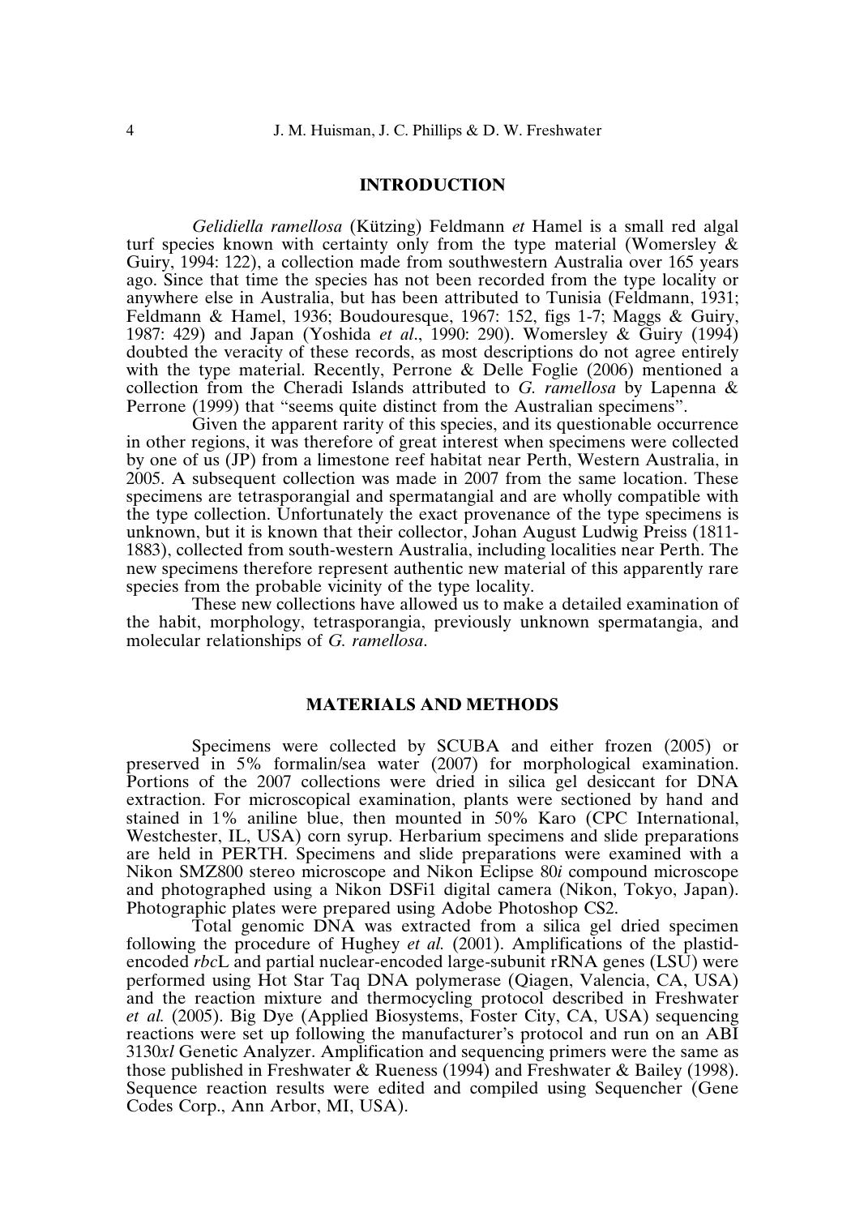## INTRODUCTION

*Gelidiella ramellosa* (Kützing) Feldmann *et* Hamel is a small red algal turf species known with certainty only from the type material (Womersley & Guiry, 1994: 122), a collection made from southwestern Australia over 165 years ago. Since that time the species has not been recorded from the type locality or anywhere else in Australia, but has been attributed to Tunisia (Feldmann, 1931; Feldmann & Hamel, 1936; Boudouresque, 1967: 152, figs 1-7; Maggs & Guiry, 1987: 429) and Japan (Yoshida *et al*., 1990: 290). Womersley & Guiry (1994) doubted the veracity of these records, as most descriptions do not agree entirely with the type material. Recently, Perrone & Delle Foglie (2006) mentioned a collection from the Cheradi Islands attributed to *G. ramellosa* by Lapenna & Perrone (1999) that "seems quite distinct from the Australian specimens".

Given the apparent rarity of this species, and its questionable occurrence in other regions, it was therefore of great interest when specimens were collected by one of us (JP) from a limestone reef habitat near Perth, Western Australia, in 2005. A subsequent collection was made in 2007 from the same location. These specimens are tetrasporangial and spermatangial and are wholly compatible with the type collection. Unfortunately the exact provenance of the type specimens is unknown, but it is known that their collector, Johan August Ludwig Preiss (1811-1883), collected from south-western Australia, including localities near Perth. The new specimens therefore represent authentic new material of this apparently rare species from the probable vicinity of the type locality.

These new collections have allowed us to make a detailed examination of the habit, morphology, tetrasporangia, previously unknown spermatangia, and molecular relationships of *G. ramellosa*.

## MATERIALS AND METHODS

Specimens were collected by SCUBA and either frozen (2005) or preserved in 5% formalin/sea water (2007) for morphological examination. Portions of the 2007 collections were dried in silica gel desiccant for DNA extraction. For microscopical examination, plants were sectioned by hand and stained in 1% aniline blue, then mounted in 50% Karo (CPC International, Westchester, IL, USA) corn syrup. Herbarium specimens and slide preparations are held in PERTH. Specimens and slide preparations were examined with a Nikon SMZ800 stereo microscope and Nikon Eclipse 80*i* compound microscope and photographed using a Nikon DSFi1 digital camera (Nikon, Tokyo, Japan). Photographic plates were prepared using Adobe Photoshop CS2.

Total genomic DNA was extracted from a silica gel dried specimen following the procedure of Hughey *et al.* (2001). Amplifications of the plastid-encoded *rbc*L and partial nuclear-encoded large-subunit rRNA genes (LSU) were performed using Hot Star Taq DNA polymerase (Qiagen, Valencia, CA, USA) and the reaction mixture and thermocycling protocol described in Freshwater *et al.* (2005). Big Dye (Applied Biosystems, Foster City, CA, USA) sequencing reactions were set up following the manufacturer's protocol and run on an ABI 3130*xl* Genetic Analyzer. Amplification and sequencing primers were the same as those published in Freshwater & Rueness (1994) and Freshwater & Bailey (1998). Sequence reaction results were edited and compiled using Sequencher (Gene Codes Corp., Ann Arbor, MI, USA).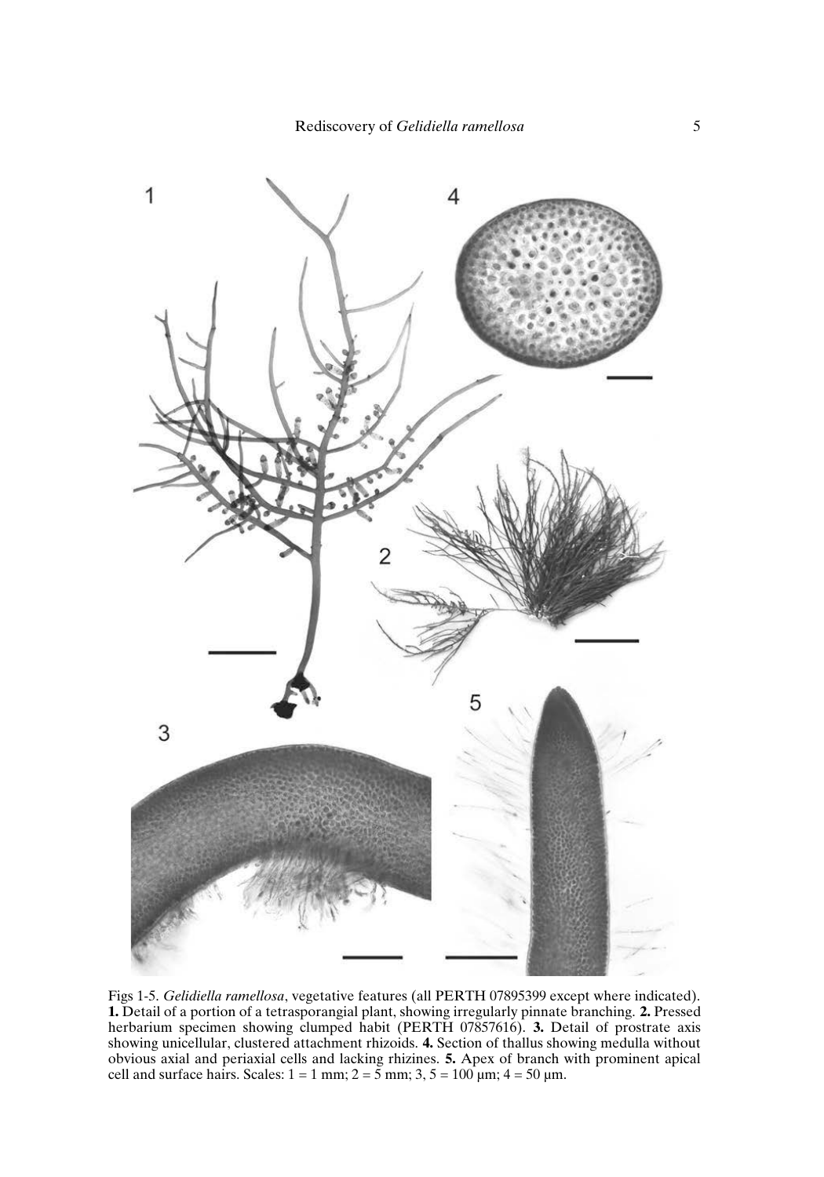Figs 1-5. *Gelidiella ramellosa*, vegetative features (all PERTH 07895399 except where indicated). **1.** Detail of a portion of a tetrasporangial plant, showing irregularly pinnate branching. **2.** Pressed herbarium specimen showing clumped habit (PERTH 07857616). **3.** Detail of prostrate axis showing unicellular, clustered attachment rhizoids. **4.** Section of thallus showing medulla without obvious axial and periaxial cells and lacking rhizines. **5.** Apex of branch with prominent apical cell and surface hairs. Scales: 1 = 1 mm; 2 = 5 mm; 3, 5 = 100 µm; 4 = 50 µm.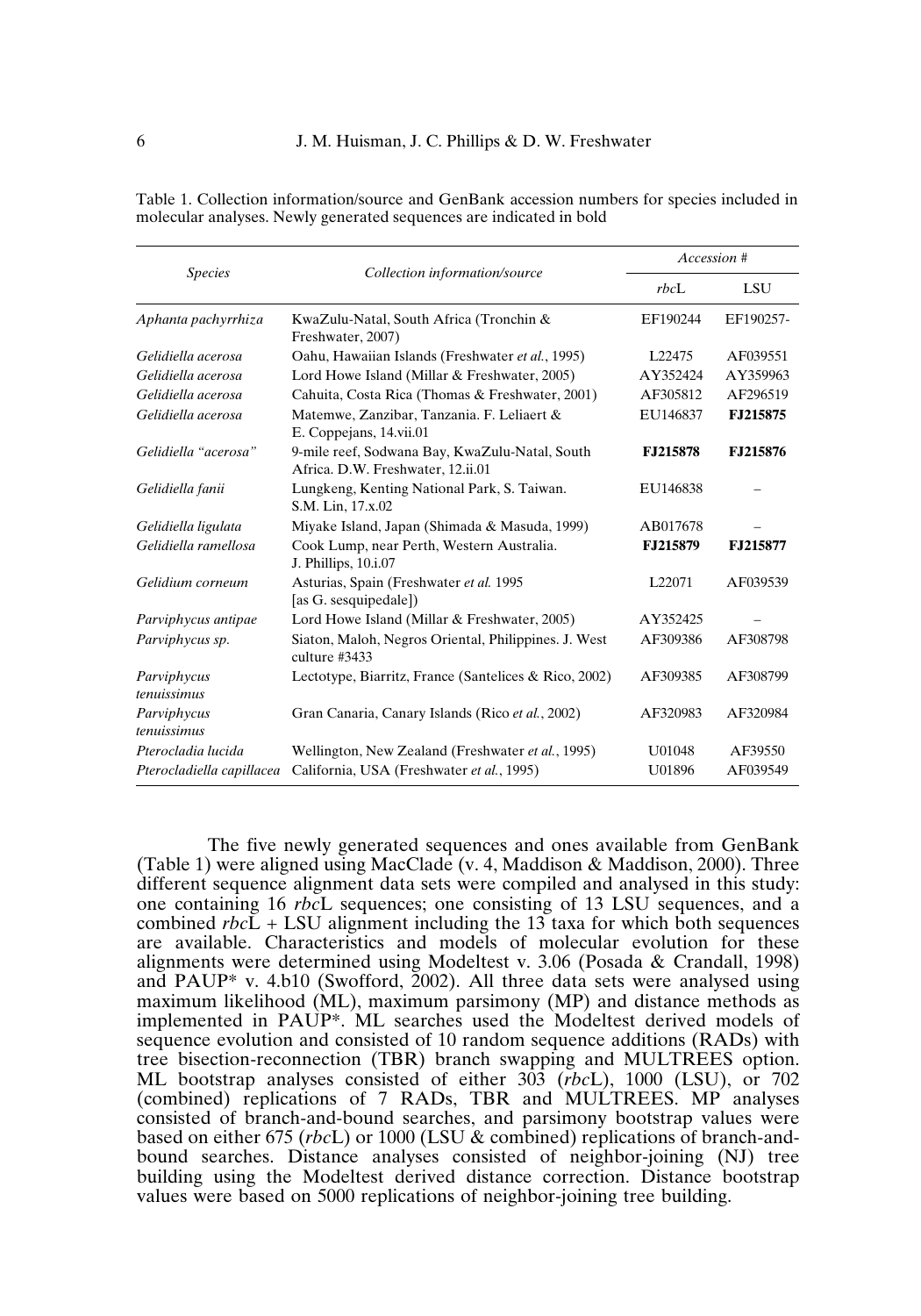Table 1. Collection information/source and GenBank accession numbers for species included in molecular analyses. Newly generated sequences are indicated in bold

| *Species* | *Collection information/source* | *Accession #* | |
|---|---|---|---|
| | | *rbc*L | LSU |
| *Aphanta pachyrrhiza* | KwaZulu-Natal, South Africa (Tronchin & Freshwater, 2007) | EF190244 | EF190257- |
| *Gelidiella acerosa* | Oahu, Hawaiian Islands (Freshwater *et al.*, 1995) | L22475 | AF039551 |
| *Gelidiella acerosa* | Lord Howe Island (Millar & Freshwater, 2005) | AY352424 | AY359963 |
| *Gelidiella acerosa* | Cahuita, Costa Rica (Thomas & Freshwater, 2001) | AF305812 | AF296519 |
| *Gelidiella acerosa* | Matemwe, Zanzibar, Tanzania. F. Leliaert & E. Coppejans, 14.vii.01 | EU146837 | **FJ215875** |
| *Gelidiella "acerosa"* | 9-mile reef, Sodwana Bay, KwaZulu-Natal, South Africa. D.W. Freshwater, 12.ii.01 | **FJ215878** | **FJ215876** |
| *Gelidiella fanii* | Lungkeng, Kenting National Park, S. Taiwan. S.M. Lin, 17.x.02 | EU146838 | – |
| *Gelidiella ligulata* | Miyake Island, Japan (Shimada & Masuda, 1999) | AB017678 | – |
| *Gelidiella ramellosa* | Cook Lump, near Perth, Western Australia. J. Phillips, 10.i.07 | **FJ215879** | **FJ215877** |
| *Gelidium corneum* | Asturias, Spain (Freshwater *et al.* 1995 [as G. sesquipedale]) | L22071 | AF039539 |
| *Parviphycus antipae* | Lord Howe Island (Millar & Freshwater, 2005) | AY352425 | – |
| *Parviphycus sp.* | Siaton, Maloh, Negros Oriental, Philippines. J. West culture #3433 | AF309386 | AF308798 |
| *Parviphycus tenuissimus* | Lectotype, Biarritz, France (Santelices & Rico, 2002) | AF309385 | AF308799 |
| *Parviphycus tenuissimus* | Gran Canaria, Canary Islands (Rico *et al.*, 2002) | AF320983 | AF320984 |
| *Pterocladia lucida* | Wellington, New Zealand (Freshwater *et al.*, 1995) | U01048 | AF39550 |
| *Pterocladiella capillacea* | California, USA (Freshwater *et al.*, 1995) | U01896 | AF039549 |

The five newly generated sequences and ones available from GenBank (Table 1) were aligned using MacClade (v. 4, Maddison & Maddison, 2000). Three different sequence alignment data sets were compiled and analysed in this study: one containing 16 *rbc*L sequences; one consisting of 13 LSU sequences, and a combined *rbc*L + LSU alignment including the 13 taxa for which both sequences are available. Characteristics and models of molecular evolution for these alignments were determined using Modeltest v. 3.06 (Posada & Crandall, 1998) and PAUP* v. 4.b10 (Swofford, 2002). All three data sets were analysed using maximum likelihood (ML), maximum parsimony (MP) and distance methods as implemented in PAUP*. ML searches used the Modeltest derived models of sequence evolution and consisted of 10 random sequence additions (RADs) with tree bisection-reconnection (TBR) branch swapping and MULTREES option. ML bootstrap analyses consisted of either 303 (*rbc*L), 1000 (LSU), or 702 (combined) replications of 7 RADs, TBR and MULTREES. MP analyses consisted of branch-and-bound searches, and parsimony bootstrap values were based on either 675 (*rbc*L) or 1000 (LSU & combined) replications of branch-and-bound searches. Distance analyses consisted of neighbor-joining (NJ) tree building using the Modeltest derived distance correction. Distance bootstrap values were based on 5000 replications of neighbor-joining tree building.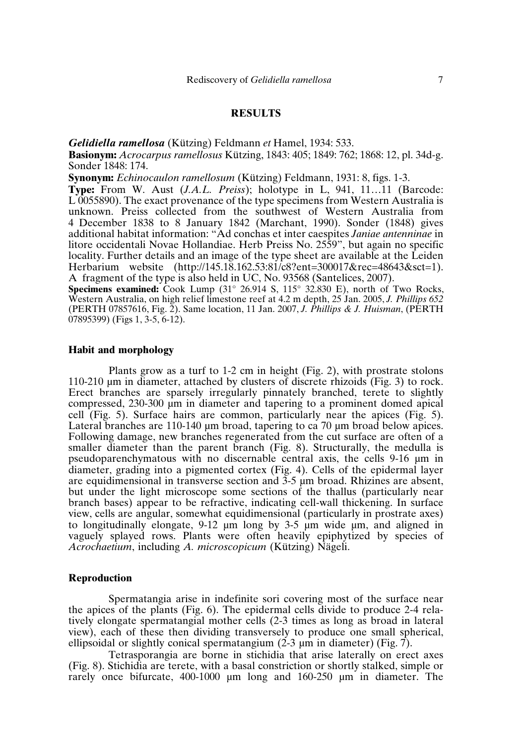## RESULTS

***Gelidiella ramellosa*** (Kützing) Feldmann *et* Hamel, 1934: 533.

**Basionym:** *Acrocarpus ramellosus* Kützing, 1843: 405; 1849: 762; 1868: 12, pl. 34d-g. Sonder 1848: 174.

**Synonym:** *Echinocaulon ramellosum* (Kützing) Feldmann, 1931: 8, figs. 1-3.

**Type:** From W. Aust (*J.A.L. Preiss*); holotype in L, 941, 11…11 (Barcode: L 0055890). The exact provenance of the type specimens from Western Australia is unknown. Preiss collected from the southwest of Western Australia from 4 December 1838 to 8 January 1842 (Marchant, 1990). Sonder (1848) gives additional habitat information: "Ad conchas et inter caespites *Janiae antenninae* in litore occidentali Novae Hollandiae. Herb Preiss No. 2559", but again no specific locality. Further details and an image of the type sheet are available at the Leiden Herbarium website (http://145.18.162.53:81/c8?ent=300017&rec=48643&sct=1). A fragment of the type is also held in UC, No. 93568 (Santelices, 2007).

**Specimens examined:** Cook Lump (31° 26.914 S, 115° 32.830 E), north of Two Rocks, Western Australia, on high relief limestone reef at 4.2 m depth, 25 Jan. 2005, *J. Phillips 652* (PERTH 07857616, Fig. 2). Same location, 11 Jan. 2007, *J. Phillips & J. Huisman*, (PERTH 07895399) (Figs 1, 3-5, 6-12).

### Habit and morphology

Plants grow as a turf to 1-2 cm in height (Fig. 2), with prostrate stolons 110-210 µm in diameter, attached by clusters of discrete rhizoids (Fig. 3) to rock. Erect branches are sparsely irregularly pinnately branched, terete to slightly compressed, 230-300 µm in diameter and tapering to a prominent domed apical cell (Fig. 5). Surface hairs are common, particularly near the apices (Fig. 5). Lateral branches are 110-140 µm broad, tapering to ca 70 µm broad below apices. Following damage, new branches regenerated from the cut surface are often of a smaller diameter than the parent branch (Fig. 8). Structurally, the medulla is pseudoparenchymatous with no discernable central axis, the cells 9-16 µm in diameter, grading into a pigmented cortex (Fig. 4). Cells of the epidermal layer are equidimensional in transverse section and 3-5 µm broad. Rhizines are absent, but under the light microscope some sections of the thallus (particularly near branch bases) appear to be refractive, indicating cell-wall thickening. In surface view, cells are angular, somewhat equidimensional (particularly in prostrate axes) to longitudinally elongate, 9-12 µm long by 3-5 µm wide µm, and aligned in vaguely splayed rows. Plants were often heavily epiphytized by species of *Acrochaetium*, including *A. microscopicum* (Kützing) Nägeli.

### Reproduction

Spermatangia arise in indefinite sori covering most of the surface near the apices of the plants (Fig. 6). The epidermal cells divide to produce 2-4 relatively elongate spermatangial mother cells (2-3 times as long as broad in lateral view), each of these then dividing transversely to produce one small spherical, ellipsoidal or slightly conical spermatangium (2-3 µm in diameter) (Fig. 7).

Tetrasporangia are borne in stichidia that arise laterally on erect axes (Fig. 8). Stichidia are terete, with a basal constriction or shortly stalked, simple or rarely once bifurcate, 400-1000 µm long and 160-250 µm in diameter. The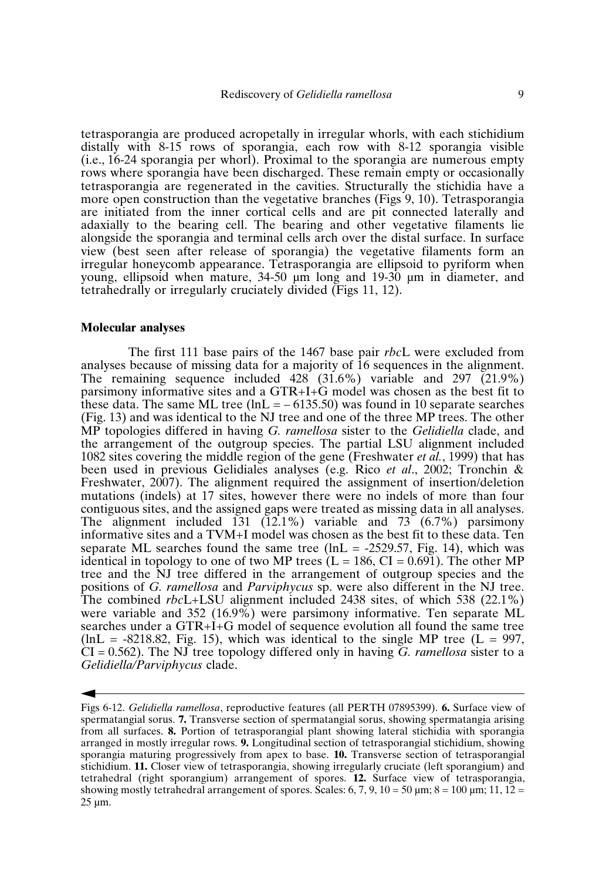tetrasporangia are produced acropetally in irregular whorls, with each stichidium distally with 8-15 rows of sporangia, each row with 8-12 sporangia visible (i.e., 16-24 sporangia per whorl). Proximal to the sporangia are numerous empty rows where sporangia have been discharged. These remain empty or occasionally tetrasporangia are regenerated in the cavities. Structurally the stichidia have a more open construction than the vegetative branches (Figs 9, 10). Tetrasporangia are initiated from the inner cortical cells and are pit connected laterally and adaxially to the bearing cell. The bearing and other vegetative filaments lie alongside the sporangia and terminal cells arch over the distal surface. In surface view (best seen after release of sporangia) the vegetative filaments form an irregular honeycomb appearance. Tetrasporangia are ellipsoid to pyriform when young, ellipsoid when mature, 34-50 µm long and 19-30 µm in diameter, and tetrahedrally or irregularly cruciately divided (Figs 11, 12).

## Molecular analyses

The first 111 base pairs of the 1467 base pair *rbc*L were excluded from analyses because of missing data for a majority of 16 sequences in the alignment. The remaining sequence included 428 (31.6%) variable and 297 (21.9%) parsimony informative sites and a GTR+I+G model was chosen as the best fit to these data. The same ML tree (lnL = – 6135.50) was found in 10 separate searches (Fig. 13) and was identical to the NJ tree and one of the three MP trees. The other MP topologies differed in having *G. ramellosa* sister to the *Gelidiella* clade, and the arrangement of the outgroup species. The partial LSU alignment included 1082 sites covering the middle region of the gene (Freshwater *et al.*, 1999) that has been used in previous Gelidiales analyses (e.g. Rico *et al*., 2002; Tronchin & Freshwater, 2007). The alignment required the assignment of insertion/deletion mutations (indels) at 17 sites, however there were no indels of more than four contiguous sites, and the assigned gaps were treated as missing data in all analyses. The alignment included 131 (12.1%) variable and 73 (6.7%) parsimony informative sites and a TVM+I model was chosen as the best fit to these data. Ten separate ML searches found the same tree (lnL = -2529.57, Fig. 14), which was identical in topology to one of two MP trees (L = 186, CI = 0.691). The other MP tree and the NJ tree differed in the arrangement of outgroup species and the positions of *G. ramellosa* and *Parviphycus* sp. were also different in the NJ tree. The combined *rbc*L+LSU alignment included 2438 sites, of which 538 (22.1%) were variable and 352 (16.9%) were parsimony informative. Ten separate ML searches under a GTR+I+G model of sequence evolution all found the same tree (lnL = -8218.82, Fig. 15), which was identical to the single MP tree (L = 997, CI = 0.562). The NJ tree topology differed only in having *G. ramellosa* sister to a *Gelidiella/Parviphycus* clade.

Figs 6-12. *Gelidiella ramellosa*, reproductive features (all PERTH 07895399). **6.** Surface view of spermatangial sorus. **7.** Transverse section of spermatangial sorus, showing spermatangia arising from all surfaces. **8.** Portion of tetrasporangial plant showing lateral stichidia with sporangia arranged in mostly irregular rows. **9.** Longitudinal section of tetrasporangial stichidium, showing sporangia maturing progressively from apex to base. **10.** Transverse section of tetrasporangial stichidium. **11.** Closer view of tetrasporangia, showing irregularly cruciate (left sporangium) and tetrahedral (right sporangium) arrangement of spores. **12.** Surface view of tetrasporangia, showing mostly tetrahedral arrangement of spores. Scales: 6, 7, 9, 10 = 50 µm; 8 = 100 µm; 11, 12 = 25 µm.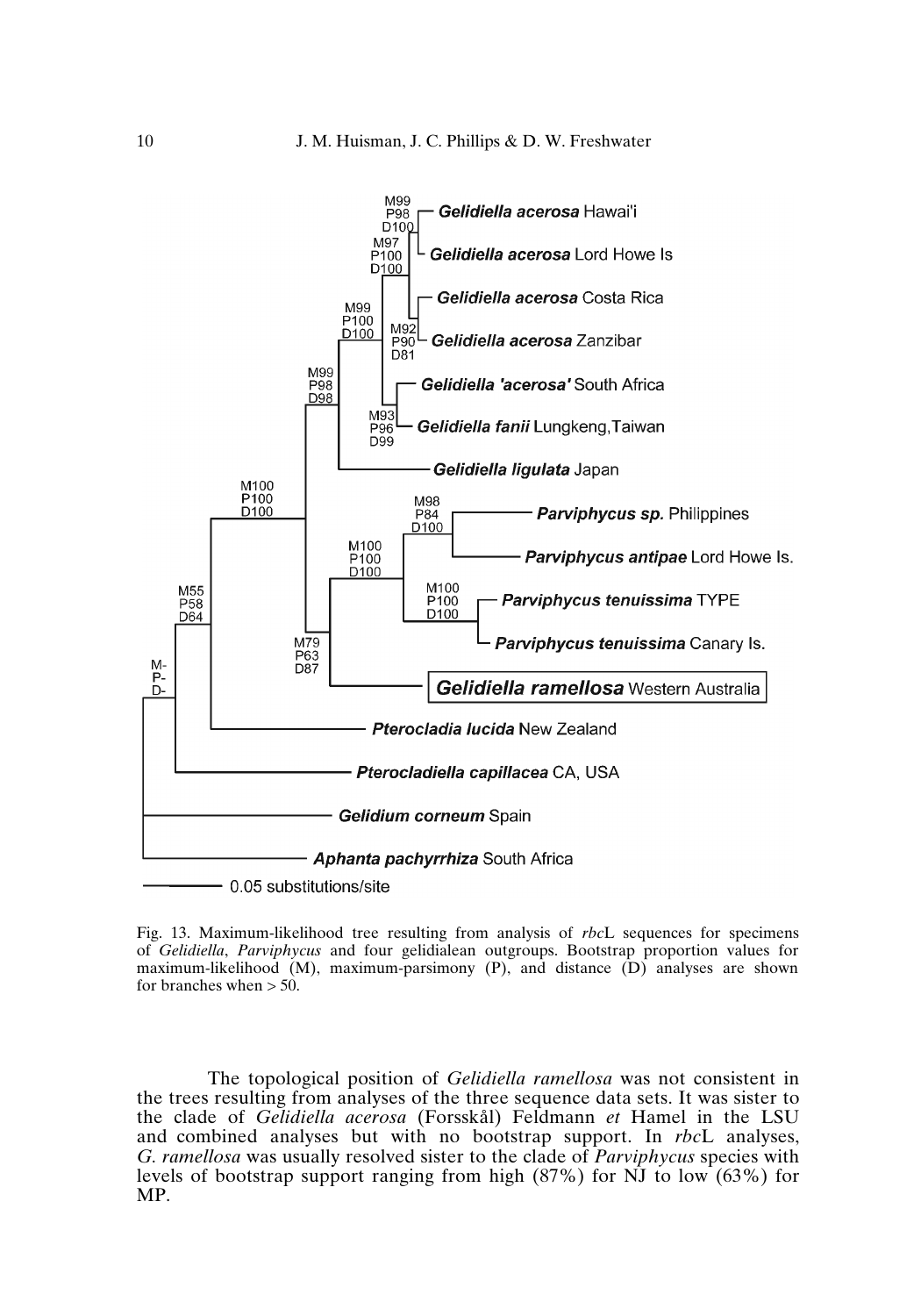Fig. 13. Maximum-likelihood tree resulting from analysis of *rbc*L sequences for specimens of *Gelidiella*, *Parviphycus* and four gelidialean outgroups. Bootstrap proportion values for maximum-likelihood (M), maximum-parsimony (P), and distance (D) analyses are shown for branches when > 50.

The topological position of *Gelidiella ramellosa* was not consistent in the trees resulting from analyses of the three sequence data sets. It was sister to the clade of *Gelidiella acerosa* (Forsskål) Feldmann *et* Hamel in the LSU and combined analyses but with no bootstrap support. In *rbc*L analyses, *G. ramellosa* was usually resolved sister to the clade of *Parviphycus* species with levels of bootstrap support ranging from high (87%) for NJ to low (63%) for MP.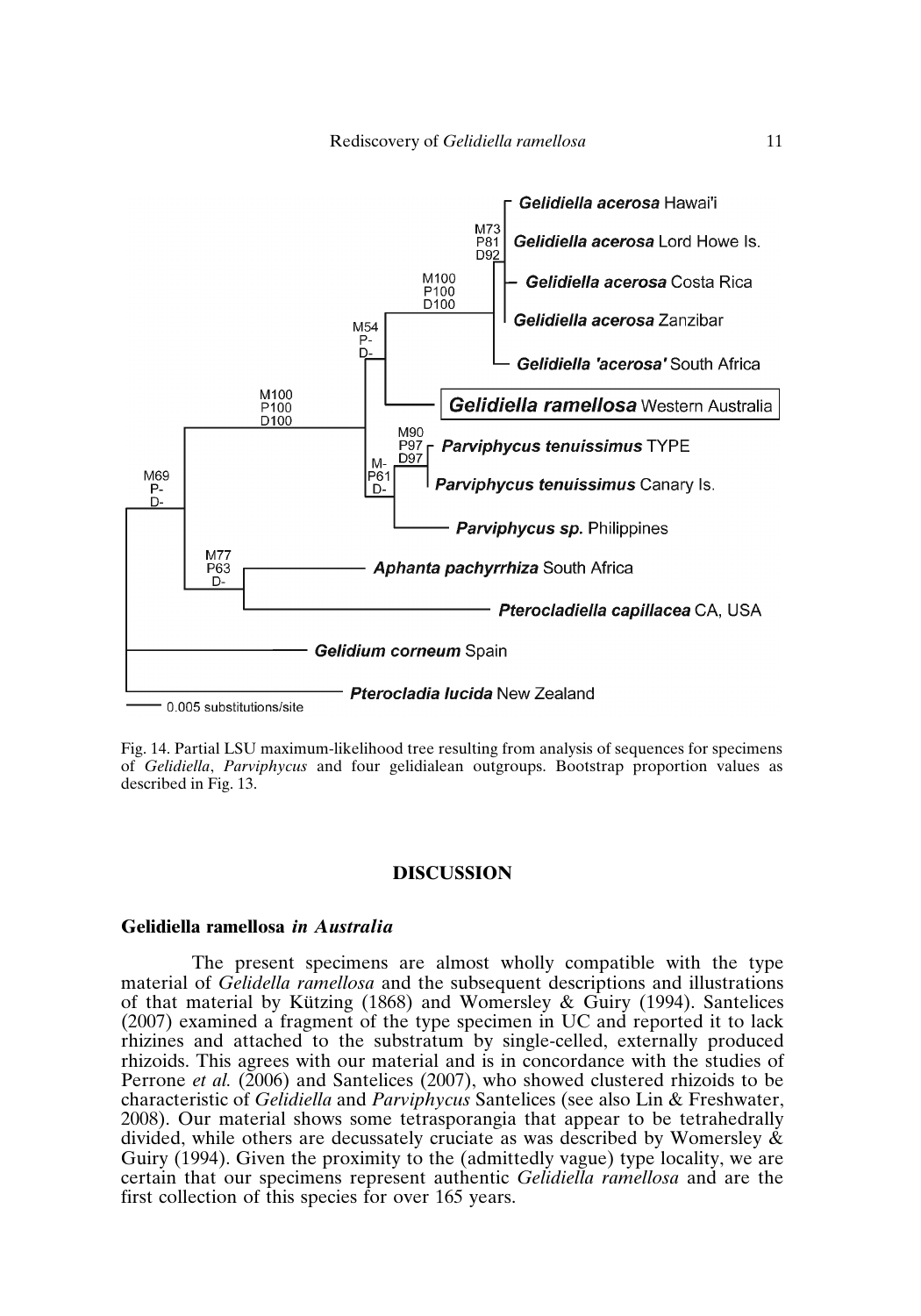Fig. 14. Partial LSU maximum-likelihood tree resulting from analysis of sequences for specimens of *Gelidiella*, *Parviphycus* and four gelidialean outgroups. Bootstrap proportion values as described in Fig. 13.

## DISCUSSION

### Gelidiella ramellosa *in Australia*

The present specimens are almost wholly compatible with the type material of *Gelidella ramellosa* and the subsequent descriptions and illustrations of that material by Kützing (1868) and Womersley & Guiry (1994). Santelices (2007) examined a fragment of the type specimen in UC and reported it to lack rhizines and attached to the substratum by single-celled, externally produced rhizoids. This agrees with our material and is in concordance with the studies of Perrone *et al.* (2006) and Santelices (2007), who showed clustered rhizoids to be characteristic of *Gelidiella* and *Parviphycus* Santelices (see also Lin & Freshwater, 2008). Our material shows some tetrasporangia that appear to be tetrahedrally divided, while others are decussately cruciate as was described by Womersley & Guiry (1994). Given the proximity to the (admittedly vague) type locality, we are certain that our specimens represent authentic *Gelidiella ramellosa* and are the first collection of this species for over 165 years.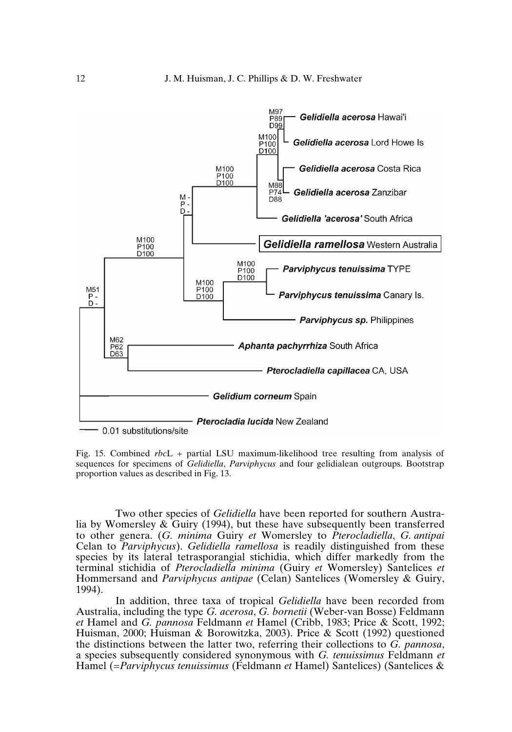Fig. 15. Combined *rbc*L + partial LSU maximum-likelihood tree resulting from analysis of sequences for specimens of *Gelidiella*, *Parviphycus* and four gelidialean outgroups. Bootstrap proportion values as described in Fig. 13.

Two other species of *Gelidiella* have been reported for southern Australia by Womersley & Guiry (1994), but these have subsequently been transferred to other genera. (*G. minima* Guiry *et* Womersley to *Pterocladiella*, *G. antipai* Celan to *Parviphycus*). *Gelidiella ramellosa* is readily distinguished from these species by its lateral tetrasporangial stichidia, which differ markedly from the terminal stichidia of *Pterocladiella minima* (Guiry *et* Womersley) Santelices *et* Hommersand and *Parviphycus antipae* (Celan) Santelices (Womersley & Guiry, 1994).

In addition, three taxa of tropical *Gelidiella* have been recorded from Australia, including the type *G. acerosa*, *G. bornetii* (Weber-van Bosse) Feldmann *et* Hamel and *G. pannosa* Feldmann *et* Hamel (Cribb, 1983; Price & Scott, 1992; Huisman, 2000; Huisman & Borowitzka, 2003). Price & Scott (1992) questioned the distinctions between the latter two, referring their collections to *G. pannosa*, a species subsequently considered synonymous with *G. tenuissimus* Feldmann *et* Hamel (=*Parviphycus tenuissimus* (Feldmann *et* Hamel) Santelices) (Santelices &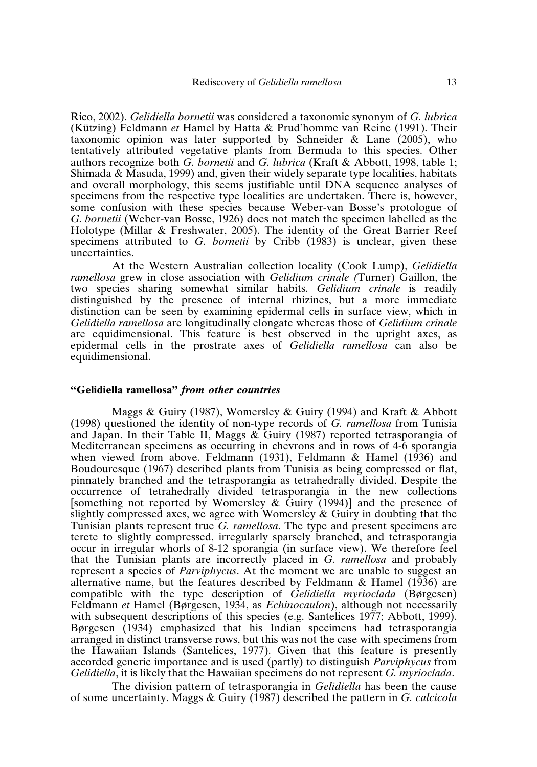Rico, 2002). *Gelidiella bornetii* was considered a taxonomic synonym of *G. lubrica* (Kützing) Feldmann *et* Hamel by Hatta & Prud'homme van Reine (1991). Their taxonomic opinion was later supported by Schneider & Lane (2005), who tentatively attributed vegetative plants from Bermuda to this species. Other authors recognize both *G. bornetii* and *G. lubrica* (Kraft & Abbott, 1998, table 1; Shimada & Masuda, 1999) and, given their widely separate type localities, habitats and overall morphology, this seems justifiable until DNA sequence analyses of specimens from the respective type localities are undertaken. There is, however, some confusion with these species because Weber-van Bosse's protologue of *G. bornetii* (Weber-van Bosse, 1926) does not match the specimen labelled as the Holotype (Millar & Freshwater, 2005). The identity of the Great Barrier Reef specimens attributed to *G. bornetii* by Cribb (1983) is unclear, given these uncertainties.

At the Western Australian collection locality (Cook Lump), *Gelidiella ramellosa* grew in close association with *Gelidium crinale (*Turner) Gaillon, the two species sharing somewhat similar habits. *Gelidium crinale* is readily distinguished by the presence of internal rhizines, but a more immediate distinction can be seen by examining epidermal cells in surface view, which in *Gelidiella ramellosa* are longitudinally elongate whereas those of *Gelidium crinale* are equidimensional. This feature is best observed in the upright axes, as epidermal cells in the prostrate axes of *Gelidiella ramellosa* can also be equidimensional.

### **"Gelidiella ramellosa"** *from other countries*

Maggs & Guiry (1987), Womersley & Guiry (1994) and Kraft & Abbott (1998) questioned the identity of non-type records of *G. ramellosa* from Tunisia and Japan. In their Table II, Maggs & Guiry (1987) reported tetrasporangia of Mediterranean specimens as occurring in chevrons and in rows of 4-6 sporangia when viewed from above. Feldmann (1931), Feldmann & Hamel (1936) and Boudouresque (1967) described plants from Tunisia as being compressed or flat, pinnately branched and the tetrasporangia as tetrahedrally divided. Despite the occurrence of tetrahedrally divided tetrasporangia in the new collections [something not reported by Womersley & Guiry (1994)] and the presence of slightly compressed axes, we agree with Womersley & Guiry in doubting that the Tunisian plants represent true *G. ramellosa*. The type and present specimens are terete to slightly compressed, irregularly sparsely branched, and tetrasporangia occur in irregular whorls of 8-12 sporangia (in surface view). We therefore feel that the Tunisian plants are incorrectly placed in *G. ramellosa* and probably represent a species of *Parviphycus*. At the moment we are unable to suggest an alternative name, but the features described by Feldmann & Hamel (1936) are compatible with the type description of *Gelidiella myrioclada* (Børgesen) Feldmann *et* Hamel (Børgesen, 1934, as *Echinocaulon*), although not necessarily with subsequent descriptions of this species (e.g. Santelices 1977; Abbott, 1999). Børgesen (1934) emphasized that his Indian specimens had tetrasporangia arranged in distinct transverse rows, but this was not the case with specimens from the Hawaiian Islands (Santelices, 1977). Given that this feature is presently accorded generic importance and is used (partly) to distinguish *Parviphycus* from *Gelidiella*, it is likely that the Hawaiian specimens do not represent *G. myrioclada*.

The division pattern of tetrasporangia in *Gelidiella* has been the cause of some uncertainty. Maggs & Guiry (1987) described the pattern in *G. calcicola*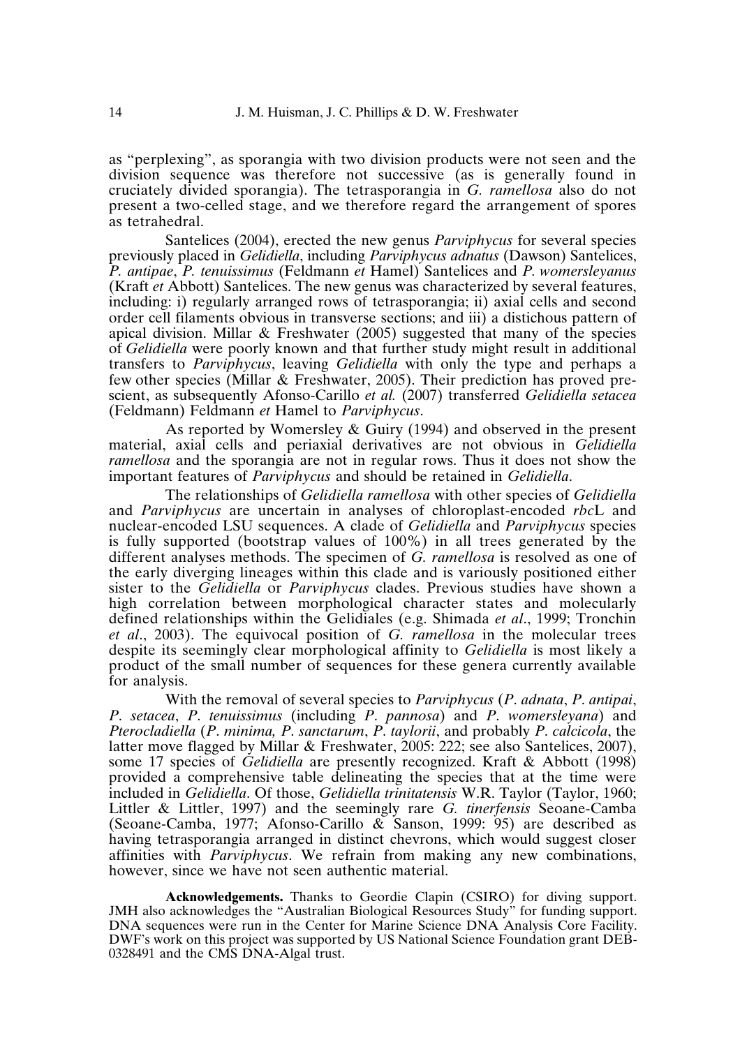as "perplexing", as sporangia with two division products were not seen and the division sequence was therefore not successive (as is generally found in cruciately divided sporangia). The tetrasporangia in *G. ramellosa* also do not present a two-celled stage, and we therefore regard the arrangement of spores as tetrahedral.

Santelices (2004), erected the new genus *Parviphycus* for several species previously placed in *Gelidiella*, including *Parviphycus adnatus* (Dawson) Santelices, *P. antipae*, *P. tenuissimus* (Feldmann *et* Hamel) Santelices and *P. womersleyanus* (Kraft *et* Abbott) Santelices. The new genus was characterized by several features, including: i) regularly arranged rows of tetrasporangia; ii) axial cells and second order cell filaments obvious in transverse sections; and iii) a distichous pattern of apical division. Millar & Freshwater (2005) suggested that many of the species of *Gelidiella* were poorly known and that further study might result in additional transfers to *Parviphycus*, leaving *Gelidiella* with only the type and perhaps a few other species (Millar & Freshwater, 2005). Their prediction has proved prescient, as subsequently Afonso-Carillo *et al.* (2007) transferred *Gelidiella setacea* (Feldmann) Feldmann *et* Hamel to *Parviphycus*.

As reported by Womersley & Guiry (1994) and observed in the present material, axial cells and periaxial derivatives are not obvious in *Gelidiella ramellosa* and the sporangia are not in regular rows. Thus it does not show the important features of *Parviphycus* and should be retained in *Gelidiella*.

The relationships of *Gelidiella ramellosa* with other species of *Gelidiella* and *Parviphycus* are uncertain in analyses of chloroplast-encoded *rbc*L and nuclear-encoded LSU sequences. A clade of *Gelidiella* and *Parviphycus* species is fully supported (bootstrap values of 100%) in all trees generated by the different analyses methods. The specimen of *G. ramellosa* is resolved as one of the early diverging lineages within this clade and is variously positioned either sister to the *Gelidiella* or *Parviphycus* clades. Previous studies have shown a high correlation between morphological character states and molecularly defined relationships within the Gelidiales (e.g. Shimada *et al*., 1999; Tronchin *et al*., 2003). The equivocal position of *G. ramellosa* in the molecular trees despite its seemingly clear morphological affinity to *Gelidiella* is most likely a product of the small number of sequences for these genera currently available for analysis.

With the removal of several species to *Parviphycus* (*P. adnata*, *P. antipai*, *P. setacea*, *P. tenuissimus* (including *P. pannosa*) and *P. womersleyana*) and *Pterocladiella* (*P. minima, P. sanctarum*, *P. taylorii*, and probably *P. calcicola*, the latter move flagged by Millar & Freshwater, 2005: 222; see also Santelices, 2007), some 17 species of *Gelidiella* are presently recognized. Kraft & Abbott (1998) provided a comprehensive table delineating the species that at the time were included in *Gelidiella*. Of those, *Gelidiella trinitatensis* W.R. Taylor (Taylor, 1960; Littler & Littler, 1997) and the seemingly rare *G. tinerfensis* Seoane-Camba (Seoane-Camba, 1977; Afonso-Carillo & Sanson, 1999: 95) are described as having tetrasporangia arranged in distinct chevrons, which would suggest closer affinities with *Parviphycus*. We refrain from making any new combinations, however, since we have not seen authentic material.

**Acknowledgements.** Thanks to Geordie Clapin (CSIRO) for diving support. JMH also acknowledges the "Australian Biological Resources Study" for funding support. DNA sequences were run in the Center for Marine Science DNA Analysis Core Facility. DWF's work on this project was supported by US National Science Foundation grant DEB-0328491 and the CMS DNA-Algal trust.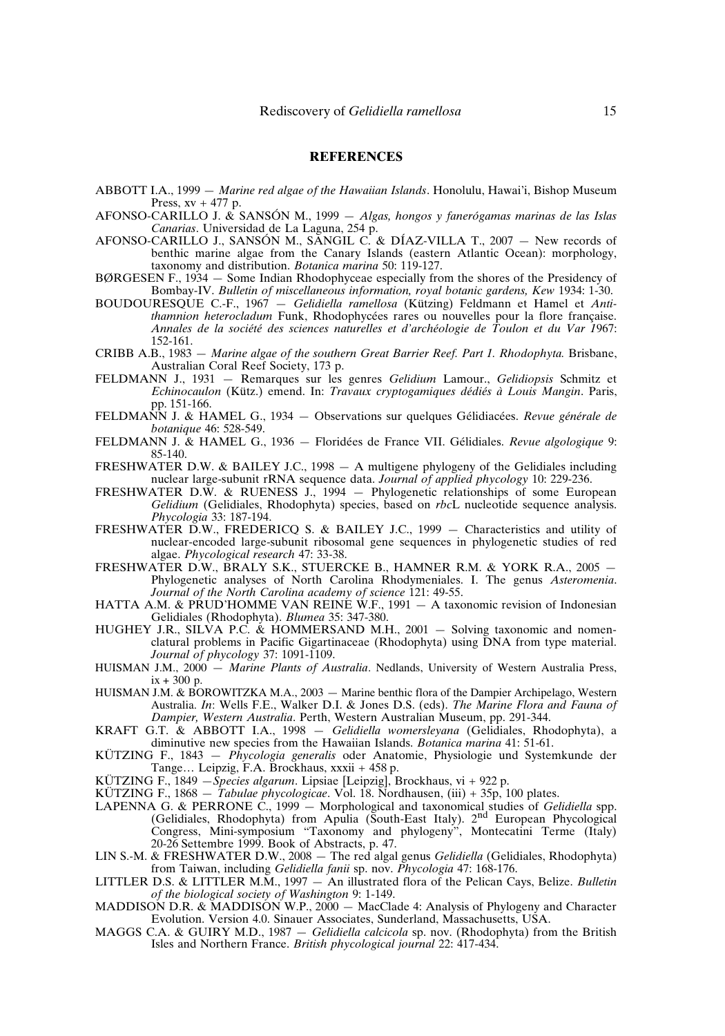## REFERENCES

ABBOTT I.A., 1999 — *Marine red algae of the Hawaiian Islands*. Honolulu, Hawai'i, Bishop Museum Press, xv + 477 p.

AFONSO-CARILLO J. & SANSÓN M., 1999 — *Algas, hongos y fanerógamas marinas de las Islas Canarias*. Universidad de La Laguna, 254 p.

AFONSO-CARILLO J., SANSÓN M., SANGIL C. & DÍAZ-VILLA T., 2007 — New records of benthic marine algae from the Canary Islands (eastern Atlantic Ocean): morphology, taxonomy and distribution. *Botanica marina* 50: 119-127.

BØRGESEN F., 1934 — Some Indian Rhodophyceae especially from the shores of the Presidency of Bombay-IV. *Bulletin of miscellaneous information, royal botanic gardens, Kew* 1934: 1-30.

BOUDOURESQUE C.-F., 1967 — *Gelidiella ramellosa* (Kützing) Feldmann et Hamel et *Antithamnion heterocladum* Funk, Rhodophycées rares ou nouvelles pour la flore française. *Annales de la société des sciences naturelles et d'archéologie de Toulon et du Var 1*967: 152-161.

CRIBB A.B., 1983 — *Marine algae of the southern Great Barrier Reef. Part 1. Rhodophyta.* Brisbane, Australian Coral Reef Society, 173 p.

FELDMANN J., 1931 — Remarques sur les genres *Gelidium* Lamour., *Gelidiopsis* Schmitz et *Echinocaulon* (Kütz.) emend. In: *Travaux cryptogamiques dédiés à Louis Mangin*. Paris, pp. 151-166.

FELDMANN J. & HAMEL G., 1934 — Observations sur quelques Gélidiacées. *Revue générale de botanique* 46: 528-549.

FELDMANN J. & HAMEL G., 1936 — Floridées de France VII. Gélidiales. *Revue algologique* 9: 85-140.

FRESHWATER D.W. & BAILEY J.C., 1998 — A multigene phylogeny of the Gelidiales including nuclear large-subunit rRNA sequence data. *Journal of applied phycology* 10: 229-236.

FRESHWATER D.W. & RUENESS J., 1994 — Phylogenetic relationships of some European *Gelidium* (Gelidiales, Rhodophyta) species, based on *rbc*L nucleotide sequence analysis. *Phycologia* 33: 187-194.

FRESHWATER D.W., FREDERICQ S. & BAILEY J.C., 1999 — Characteristics and utility of nuclear-encoded large-subunit ribosomal gene sequences in phylogenetic studies of red algae. *Phycological research* 47: 33-38.

FRESHWATER D.W., BRALY S.K., STUERCKE B., HAMNER R.M. & YORK R.A., 2005 — Phylogenetic analyses of North Carolina Rhodymeniales. I. The genus *Asteromenia*. *Journal of the North Carolina academy of science* 121: 49-55.

HATTA A.M. & PRUD'HOMME VAN REINE W.F., 1991 — A taxonomic revision of Indonesian Gelidiales (Rhodophyta). *Blumea* 35: 347-380.

HUGHEY J.R., SILVA P.C. & HOMMERSAND M.H., 2001 — Solving taxonomic and nomenclatural problems in Pacific Gigartinaceae (Rhodophyta) using DNA from type material. *Journal of phycology* 37: 1091-1109.

HUISMAN J.M., 2000 — *Marine Plants of Australia*. Nedlands, University of Western Australia Press, ix + 300 p.

HUISMAN J.M. & BOROWITZKA M.A., 2003 — Marine benthic flora of the Dampier Archipelago, Western Australia. *In*: Wells F.E., Walker D.I. & Jones D.S. (eds). *The Marine Flora and Fauna of Dampier, Western Australia*. Perth, Western Australian Museum, pp. 291-344.

KRAFT G.T. & ABBOTT I.A., 1998 — *Gelidiella womersleyana* (Gelidiales, Rhodophyta), a diminutive new species from the Hawaiian Islands. *Botanica marina* 41: 51-61.

KÜTZING F., 1843 — *Phycologia generalis* oder Anatomie, Physiologie und Systemkunde der Tange… Leipzig, F.A. Brockhaus, xxxii + 458 p.

KÜTZING F., 1849 —*Species algarum*. Lipsiae [Leipzig], Brockhaus, vi + 922 p.

KÜTZING F., 1868 — *Tabulae phycologicae*. Vol. 18. Nordhausen, (iii) + 35p, 100 plates.

LAPENNA G. & PERRONE C., 1999 — Morphological and taxonomical studies of *Gelidiella* spp. (Gelidiales, Rhodophyta) from Apulia (South-East Italy). 2nd European Phycological Congress, Mini-symposium "Taxonomy and phylogeny", Montecatini Terme (Italy) 20-26 Settembre 1999. Book of Abstracts, p. 47.

LIN S.-M. & FRESHWATER D.W., 2008 — The red algal genus *Gelidiella* (Gelidiales, Rhodophyta) from Taiwan, including *Gelidiella fanii* sp. nov. *Phycologia* 47: 168-176.

LITTLER D.S. & LITTLER M.M., 1997 — An illustrated flora of the Pelican Cays, Belize. *Bulletin of the biological society of Washington* 9: 1-149.

MADDISON D.R. & MADDISON W.P., 2000 — MacClade 4: Analysis of Phylogeny and Character Evolution. Version 4.0. Sinauer Associates, Sunderland, Massachusetts, USA.

MAGGS C.A. & GUIRY M.D., 1987 — *Gelidiella calcicola* sp. nov. (Rhodophyta) from the British Isles and Northern France. *British phycological journal* 22: 417-434.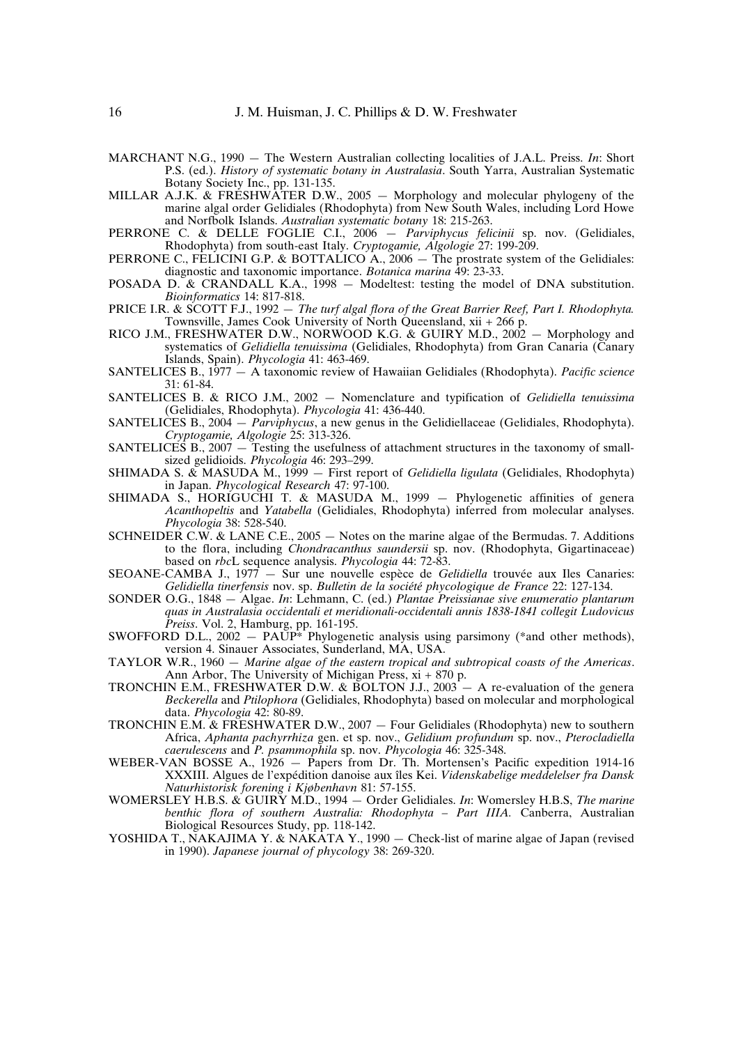MARCHANT N.G., 1990 — The Western Australian collecting localities of J.A.L. Preiss. *In*: Short P.S. (ed.). *History of systematic botany in Australasia*. South Yarra, Australian Systematic Botany Society Inc., pp. 131-135.

MILLAR A.J.K. & FRESHWATER D.W., 2005 — Morphology and molecular phylogeny of the marine algal order Gelidiales (Rhodophyta) from New South Wales, including Lord Howe and Norfbolk Islands. *Australian systematic botany* 18: 215-263.

PERRONE C. & DELLE FOGLIE C.I., 2006 — *Parviphycus felicinii* sp. nov. (Gelidiales, Rhodophyta) from south-east Italy. *Cryptogamie, Algologie* 27: 199-209.

PERRONE C., FELICINI G.P. & BOTTALICO A., 2006 — The prostrate system of the Gelidiales: diagnostic and taxonomic importance. *Botanica marina* 49: 23-33.

POSADA D. & CRANDALL K.A., 1998 — Modeltest: testing the model of DNA substitution. *Bioinformatics* 14: 817-818.

PRICE I.R. & SCOTT F.J., 1992 — *The turf algal flora of the Great Barrier Reef, Part I. Rhodophyta.* Townsville, James Cook University of North Queensland, xii + 266 p.

RICO J.M., FRESHWATER D.W., NORWOOD K.G. & GUIRY M.D., 2002 — Morphology and systematics of *Gelidiella tenuissima* (Gelidiales, Rhodophyta) from Gran Canaria (Canary Islands, Spain). *Phycologia* 41: 463-469.

SANTELICES B., 1977 — A taxonomic review of Hawaiian Gelidiales (Rhodophyta). *Pacific science* 31: 61-84.

SANTELICES B. & RICO J.M., 2002 — Nomenclature and typification of *Gelidiella tenuissima* (Gelidiales, Rhodophyta). *Phycologia* 41: 436-440.

SANTELICES B., 2004 — *Parviphycus*, a new genus in the Gelidiellaceae (Gelidiales, Rhodophyta). *Cryptogamie, Algologie* 25: 313-326.

SANTELICES B., 2007 — Testing the usefulness of attachment structures in the taxonomy of small-sized gelidioids. *Phycologia* 46: 293–299.

SHIMADA S. & MASUDA M., 1999 — First report of *Gelidiella ligulata* (Gelidiales, Rhodophyta) in Japan. *Phycological Research* 47: 97-100.

SHIMADA S., HORIGUCHI T. & MASUDA M., 1999 — Phylogenetic affinities of genera *Acanthopeltis* and *Yatabella* (Gelidiales, Rhodophyta) inferred from molecular analyses. *Phycologia* 38: 528-540.

SCHNEIDER C.W. & LANE C.E., 2005 — Notes on the marine algae of the Bermudas. 7. Additions to the flora, including *Chondracanthus saundersii* sp. nov. (Rhodophyta, Gigartinaceae) based on *rbc*L sequence analysis. *Phycologia* 44: 72-83.

SEOANE-CAMBA J., 1977 — Sur une nouvelle espèce de *Gelidiella* trouvée aux Iles Canaries: *Gelidiella tinerfensis* nov. sp. *Bulletin de la société phycologique de France* 22: 127-134.

SONDER O.G., 1848 — Algae. *In*: Lehmann, C. (ed.) *Plantae Preissianae sive enumeratio plantarum quas in Australasia occidentali et meridionali-occidentali annis 1838-1841 collegit Ludovicus Preiss*. Vol. 2, Hamburg, pp. 161-195.

SWOFFORD D.L., 2002 — PAUP* Phylogenetic analysis using parsimony (*and other methods), version 4. Sinauer Associates, Sunderland, MA, USA.

TAYLOR W.R., 1960 — *Marine algae of the eastern tropical and subtropical coasts of the Americas*. Ann Arbor, The University of Michigan Press, xi + 870 p.

TRONCHIN E.M., FRESHWATER D.W. & BOLTON J.J., 2003 — A re-evaluation of the genera *Beckerella* and *Ptilophora* (Gelidiales, Rhodophyta) based on molecular and morphological data. *Phycologia* 42: 80-89.

TRONCHIN E.M. & FRESHWATER D.W., 2007 — Four Gelidiales (Rhodophyta) new to southern Africa, *Aphanta pachyrrhiza* gen. et sp. nov., *Gelidium profundum* sp. nov., *Pterocladiella caerulescens* and *P. psammophila* sp. nov. *Phycologia* 46: 325-348.

WEBER-VAN BOSSE A., 1926 — Papers from Dr. Th. Mortensen's Pacific expedition 1914-16 XXXIII. Algues de l'expédition danoise aux îles Kei. *Videnskabelige meddelelser fra Dansk Naturhistorisk forening i Kjøbenhavn* 81: 57-155.

WOMERSLEY H.B.S. & GUIRY M.D., 1994 — Order Gelidiales. *In*: Womersley H.B.S, *The marine benthic flora of southern Australia: Rhodophyta – Part IIIA*. Canberra, Australian Biological Resources Study, pp. 118-142.

YOSHIDA T., NAKAJIMA Y. & NAKATA Y., 1990 — Check-list of marine algae of Japan (revised in 1990). *Japanese journal of phycology* 38: 269-320.